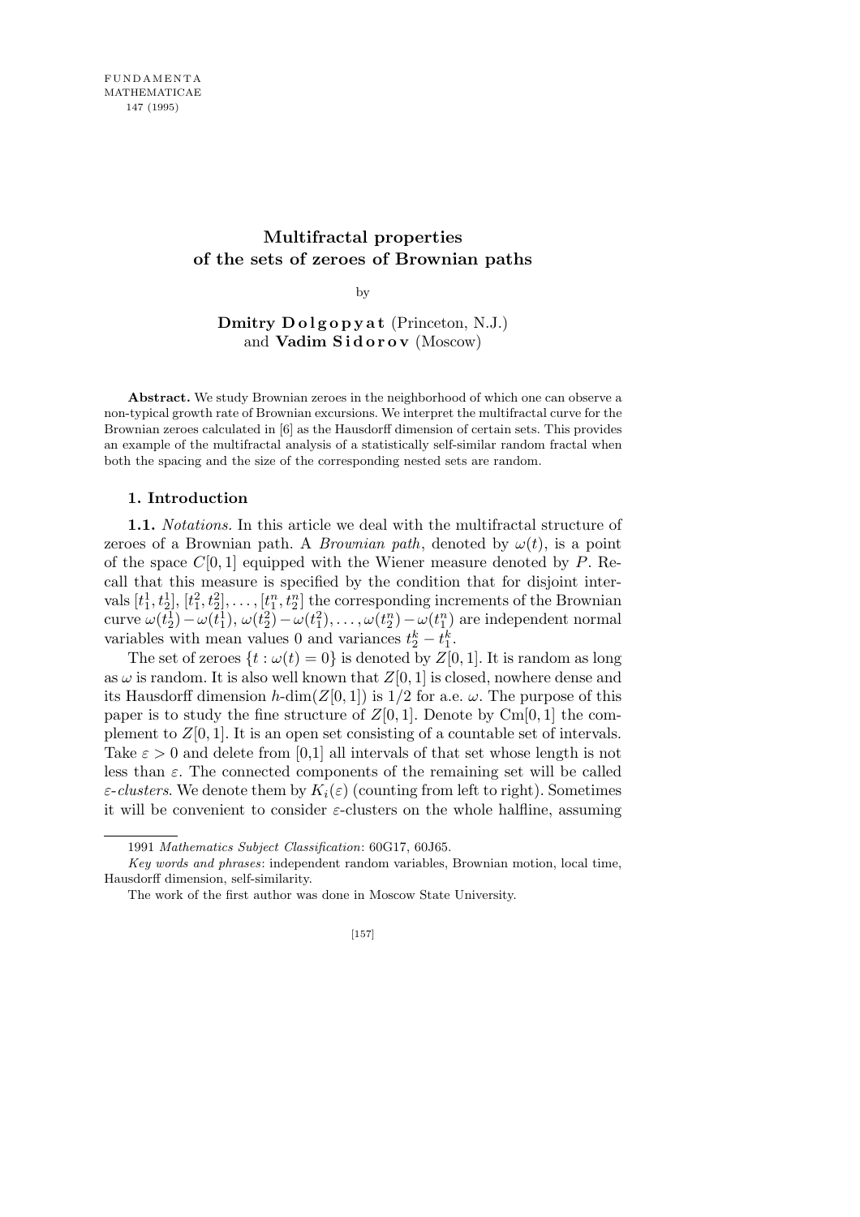# Multifractal properties of the sets of zeroes of Brownian paths

by

**Dmitry Dolgopyat** (Princeton, N.J.) and **Vadim Sidorov** (Moscow)

**Abstract.** We study Brownian zeroes in the neighborhood of which one can observe a non-typical growth rate of Brownian excursions. We interpret the multifractal curve for the Brownian zeroes calculated in [6] as the Hausdorff dimension of certain sets. This provides an example of the multifractal analysis of a statistically self-similar random fractal when both the spacing and the size of the corresponding nested sets are random.

## 1. Introduction

**1.1.** *Notations.* In this article we deal with the multifractal structure of zeroes of a Brownian path. A *Brownian path*, denoted by $\omega(t)$, is a point of the space $C[0,1]$ equipped with the Wiener measure denoted by $P$. Recall that this measure is specified by the condition that for disjoint intervals $[t_1^1, t_2^1], [t_1^2, t_2^2], \ldots, [t_1^n, t_2^n]$ the corresponding increments of the Brownian curve $\omega(t_2^1) - \omega(t_1^1), \omega(t_2^2) - \omega(t_1^2), \ldots, \omega(t_2^n) - \omega(t_1^n)$ are independent normal variables with mean values 0 and variances $t_2^k - t_1^k$.

The set of zeroes $\{t : \omega(t) = 0\}$ is denoted by $Z[0,1]$. It is random as long as $\omega$ is random. It is also well known that $Z[0,1]$ is closed, nowhere dense and its Hausdorff dimension $h$-$\dim(Z[0,1])$ is $1/2$ for a.e. $\omega$. The purpose of this paper is to study the fine structure of $Z[0,1]$. Denote by $\mathrm{Cm}[0,1]$ the complement to $Z[0,1]$. It is an open set consisting of a countable set of intervals. Take $\varepsilon > 0$ and delete from [0,1] all intervals of that set whose length is not less than $\varepsilon$. The connected components of the remaining set will be called *$\varepsilon$-clusters*. We denote them by $K_i(\varepsilon)$ (counting from left to right). Sometimes it will be convenient to consider $\varepsilon$-clusters on the whole halfline, assuming

1991 *Mathematics Subject Classification*: 60G17, 60J65.

*Key words and phrases*: independent random variables, Brownian motion, local time, Hausdorff dimension, self-similarity.

The work of the first author was done in Moscow State University.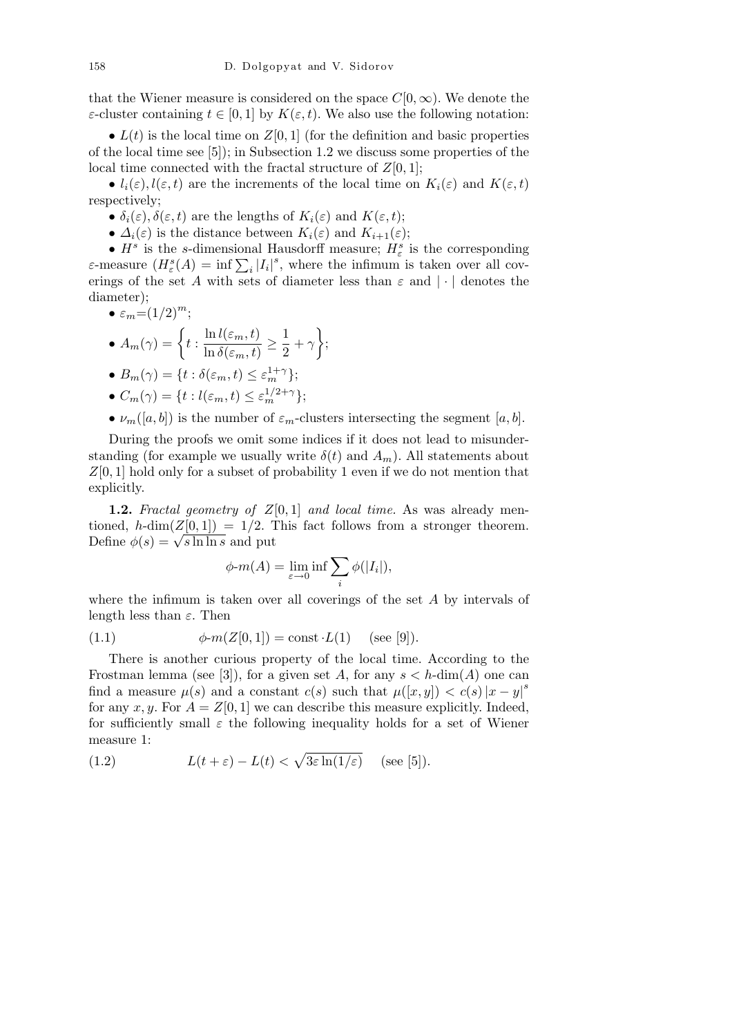that the Wiener measure is considered on the space $C[0,\infty)$. We denote the $\varepsilon$-cluster containing $t \in [0,1]$ by $K(\varepsilon,t)$. We also use the following notation:

- $L(t)$ is the local time on $Z[0,1]$ (for the definition and basic properties of the local time see [5]); in Subsection 1.2 we discuss some properties of the local time connected with the fractal structure of $Z[0,1]$;
- $l_i(\varepsilon), l(\varepsilon,t)$ are the increments of the local time on $K_i(\varepsilon)$ and $K(\varepsilon,t)$ respectively;
- $\delta_i(\varepsilon), \delta(\varepsilon,t)$ are the lengths of $K_i(\varepsilon)$ and $K(\varepsilon,t)$;
- $\Delta_i(\varepsilon)$ is the distance between $K_i(\varepsilon)$ and $K_{i+1}(\varepsilon)$;
- $H^s$ is the $s$-dimensional Hausdorff measure; $H^s_\varepsilon$ is the corresponding $\varepsilon$-measure ($H^s_\varepsilon(A) = \inf \sum_i |I_i|^s$, where the infimum is taken over all coverings of the set $A$ with sets of diameter less than $\varepsilon$ and $|\cdot|$ denotes the diameter);
- $\varepsilon_m = (1/2)^m$;
- $A_m(\gamma) = \left\{ t : \dfrac{\ln l(\varepsilon_m,t)}{\ln \delta(\varepsilon_m,t)} \geq \dfrac{1}{2} + \gamma \right\}$;
- $B_m(\gamma) = \{t : \delta(\varepsilon_m,t) \leq \varepsilon_m^{1+\gamma}\}$;
- $C_m(\gamma) = \{t : l(\varepsilon_m,t) \leq \varepsilon_m^{1/2+\gamma}\}$;
- $\nu_m([a,b])$ is the number of $\varepsilon_m$-clusters intersecting the segment $[a,b]$.

During the proofs we omit some indices if it does not lead to misunderstanding (for example we usually write $\delta(t)$ and $A_m$). All statements about $Z[0,1]$ hold only for a subset of probability 1 even if we do not mention that explicitly.

**1.2.** *Fractal geometry of* $Z[0,1]$ *and local time.* As was already mentioned, $h$-$\dim(Z[0,1]) = 1/2$. This fact follows from a stronger theorem. Define $\phi(s) = \sqrt{s \ln\ln s}$ and put

$$\phi\text{-}m(A) = \lim_{\varepsilon\to 0} \inf \sum_i \phi(|I_i|),$$

where the infimum is taken over all coverings of the set $A$ by intervals of length less than $\varepsilon$. Then

$$\phi\text{-}m(Z[0,1]) = \text{const} \cdot L(1) \quad \text{(see [9])}. \tag{1.1}$$

There is another curious property of the local time. According to the Frostman lemma (see [3]), for a given set $A$, for any $s < h$-$\dim(A)$ one can find a measure $\mu(s)$ and a constant $c(s)$ such that $\mu([x,y]) < c(s)\,|x-y|^s$ for any $x,y$. For $A = Z[0,1]$ we can describe this measure explicitly. Indeed, for sufficiently small $\varepsilon$ the following inequality holds for a set of Wiener measure 1:

$$L(t+\varepsilon) - L(t) < \sqrt{3\varepsilon \ln(1/\varepsilon)} \quad \text{(see [5])}. \tag{1.2}$$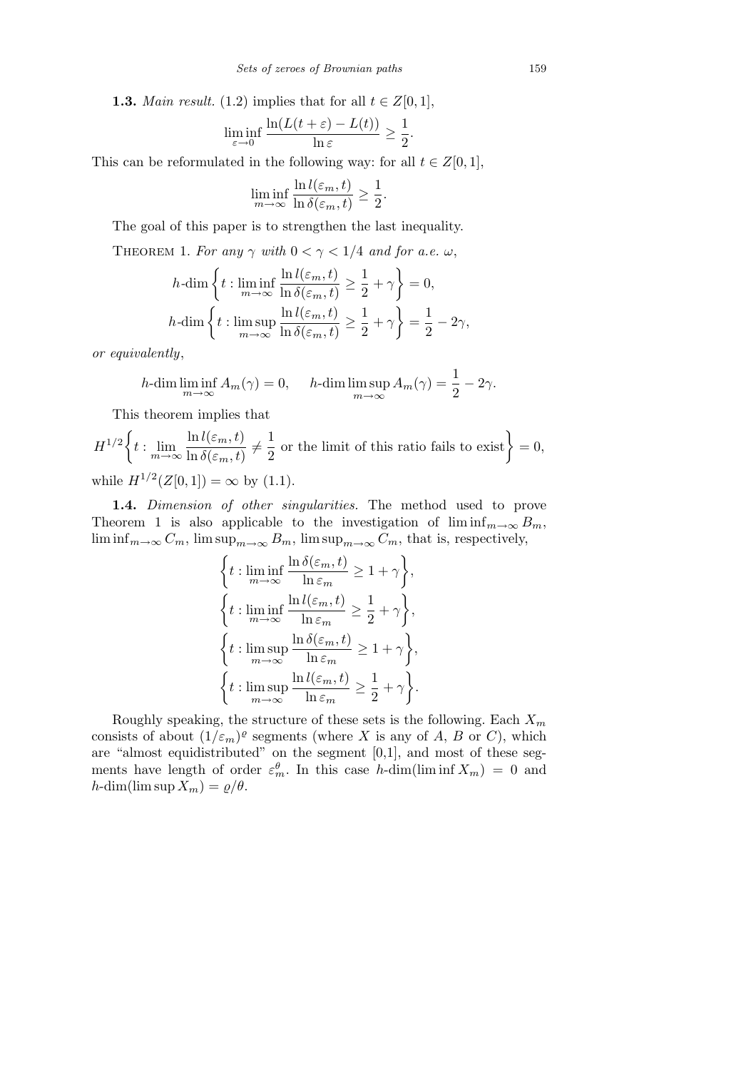**1.3.** *Main result.* (1.2) implies that for all $t \in Z[0,1]$,

$$\liminf_{\varepsilon\to 0} \frac{\ln(L(t+\varepsilon)-L(t))}{\ln \varepsilon} \geq \frac{1}{2}.$$

This can be reformulated in the following way: for all $t \in Z[0,1]$,

$$\liminf_{m\to\infty} \frac{\ln l(\varepsilon_m, t)}{\ln \delta(\varepsilon_m, t)} \geq \frac{1}{2}.$$

The goal of this paper is to strengthen the last inequality.

Theorem 1. *For any $\gamma$ with $0 < \gamma < 1/4$ and for a.e. $\omega$,*

$$h\text{-dim}\left\{t : \liminf_{m\to\infty} \frac{\ln l(\varepsilon_m, t)}{\ln \delta(\varepsilon_m, t)} \geq \frac{1}{2} + \gamma\right\} = 0,$$

$$h\text{-dim}\left\{t : \limsup_{m\to\infty} \frac{\ln l(\varepsilon_m, t)}{\ln \delta(\varepsilon_m, t)} \geq \frac{1}{2} + \gamma\right\} = \frac{1}{2} - 2\gamma,$$

*or equivalently*,

$$h\text{-dim} \liminf_{m\to\infty} A_m(\gamma) = 0, \qquad h\text{-dim} \limsup_{m\to\infty} A_m(\gamma) = \frac{1}{2} - 2\gamma.$$

This theorem implies that

$$H^{1/2}\left\{t : \lim_{m\to\infty} \frac{\ln l(\varepsilon_m, t)}{\ln \delta(\varepsilon_m, t)} \neq \frac{1}{2} \text{ or the limit of this ratio fails to exist}\right\} = 0,$$

while $H^{1/2}(Z[0,1]) = \infty$ by (1.1).

**1.4.** *Dimension of other singularities.* The method used to prove Theorem 1 is also applicable to the investigation of $\liminf_{m\to\infty} B_m$, $\liminf_{m\to\infty} C_m$, $\limsup_{m\to\infty} B_m$, $\limsup_{m\to\infty} C_m$, that is, respectively,

$$\left\{t : \liminf_{m\to\infty} \frac{\ln \delta(\varepsilon_m, t)}{\ln \varepsilon_m} \geq 1 + \gamma\right\},$$

$$\left\{t : \liminf_{m\to\infty} \frac{\ln l(\varepsilon_m, t)}{\ln \varepsilon_m} \geq \frac{1}{2} + \gamma\right\},$$

$$\left\{t : \limsup_{m\to\infty} \frac{\ln \delta(\varepsilon_m, t)}{\ln \varepsilon_m} \geq 1 + \gamma\right\},$$

$$\left\{t : \limsup_{m\to\infty} \frac{\ln l(\varepsilon_m, t)}{\ln \varepsilon_m} \geq \frac{1}{2} + \gamma\right\}.$$

Roughly speaking, the structure of these sets is the following. Each $X_m$ consists of about $(1/\varepsilon_m)^{\varrho}$ segments (where $X$ is any of $A$, $B$ or $C$), which are "almost equidistributed" on the segment [0,1], and most of these segments have length of order $\varepsilon_m^{\theta}$. In this case $h\text{-dim}(\liminf X_m) = 0$ and $h\text{-dim}(\limsup X_m) = \varrho/\theta$.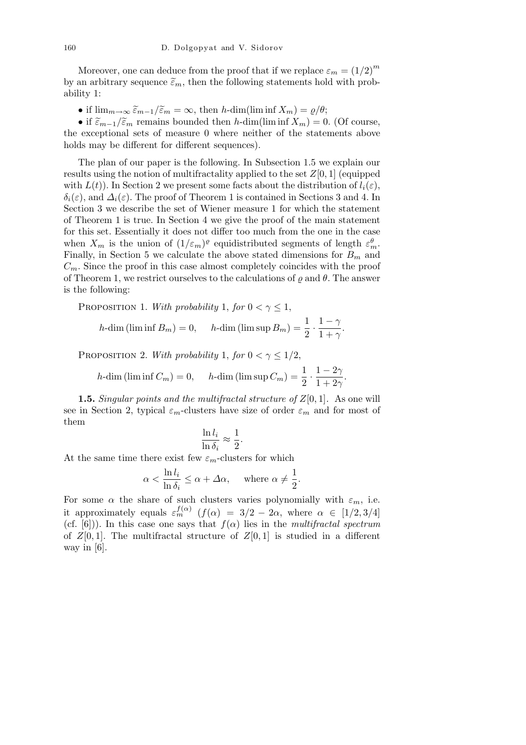Moreover, one can deduce from the proof that if we replace $\varepsilon_m = (1/2)^m$ by an arbitrary sequence $\widetilde{\varepsilon}_m$, then the following statements hold with probability 1:

- if $\lim_{m\to\infty} \widetilde{\varepsilon}_{m-1}/\widetilde{\varepsilon}_m = \infty$, then $h$-dim$(\liminf X_m) = \varrho/\theta$;
- if $\widetilde{\varepsilon}_{m-1}/\widetilde{\varepsilon}_m$ remains bounded then $h$-dim$(\liminf X_m) = 0$. (Of course, the exceptional sets of measure 0 where neither of the statements above holds may be different for different sequences).

The plan of our paper is the following. In Subsection 1.5 we explain our results using the notion of multifractality applied to the set $Z[0,1]$ (equipped with $L(t)$). In Section 2 we present some facts about the distribution of $l_i(\varepsilon)$, $\delta_i(\varepsilon)$, and $\Delta_i(\varepsilon)$. The proof of Theorem 1 is contained in Sections 3 and 4. In Section 3 we describe the set of Wiener measure 1 for which the statement of Theorem 1 is true. In Section 4 we give the proof of the main statement for this set. Essentially it does not differ too much from the one in the case when $X_m$ is the union of $(1/\varepsilon_m)^\varrho$ equidistributed segments of length $\varepsilon_m^\theta$. Finally, in Section 5 we calculate the above stated dimensions for $B_m$ and $C_m$. Since the proof in this case almost completely coincides with the proof of Theorem 1, we restrict ourselves to the calculations of $\varrho$ and $\theta$. The answer is the following:

Proposition 1. *With probability* 1, *for* $0 < \gamma \le 1$,

$$h\text{-dim}\,(\liminf B_m) = 0, \qquad h\text{-dim}\,(\limsup B_m) = \frac{1}{2}\cdot\frac{1-\gamma}{1+\gamma}.$$

Proposition 2. *With probability* 1, *for* $0 < \gamma \le 1/2$,

$$h\text{-dim}\,(\liminf C_m) = 0, \qquad h\text{-dim}\,(\limsup C_m) = \frac{1}{2}\cdot\frac{1-2\gamma}{1+2\gamma}.$$

**1.5.** *Singular points and the multifractal structure of* $Z[0,1]$. As one will see in Section 2, typical $\varepsilon_m$-clusters have size of order $\varepsilon_m$ and for most of them

$$\frac{\ln l_i}{\ln \delta_i} \approx \frac{1}{2}.$$

At the same time there exist few $\varepsilon_m$-clusters for which

$$\alpha < \frac{\ln l_i}{\ln \delta_i} \le \alpha + \Delta\alpha, \qquad \text{where } \alpha \ne \frac{1}{2}.$$

For some $\alpha$ the share of such clusters varies polynomially with $\varepsilon_m$, i.e. it approximately equals $\varepsilon_m^{f(\alpha)}$ ($f(\alpha) = 3/2 - 2\alpha$, where $\alpha \in [1/2, 3/4]$ (cf. [6])). In this case one says that $f(\alpha)$ lies in the *multifractal spectrum* of $Z[0,1]$. The multifractal structure of $Z[0,1]$ is studied in a different way in [6].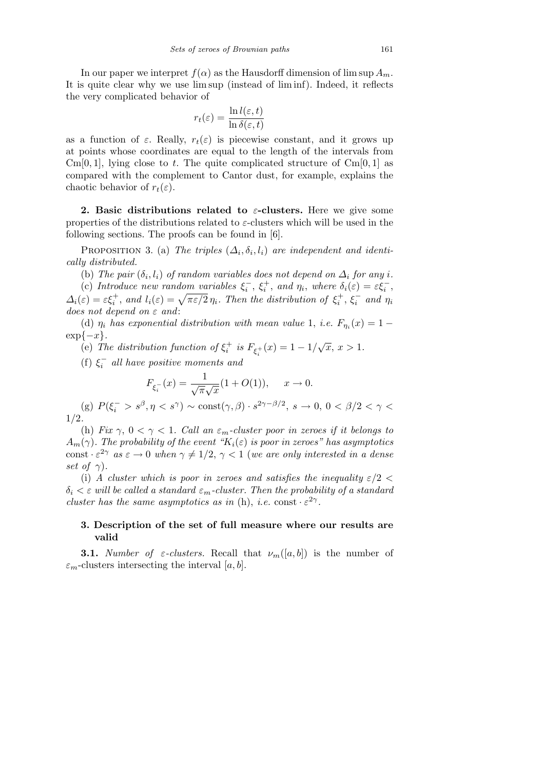In our paper we interpret $f(\alpha)$ as the Hausdorff dimension of $\limsup A_m$. It is quite clear why we use lim sup (instead of lim inf). Indeed, it reflects the very complicated behavior of

$$r_t(\varepsilon) = \frac{\ln l(\varepsilon, t)}{\ln \delta(\varepsilon, t)}$$

as a function of $\varepsilon$. Really, $r_t(\varepsilon)$ is piecewise constant, and it grows up at points whose coordinates are equal to the length of the intervals from $\mathrm{Cm}[0,1]$, lying close to $t$. The quite complicated structure of $\mathrm{Cm}[0,1]$ as compared with the complement to Cantor dust, for example, explains the chaotic behavior of $r_t(\varepsilon)$.

**2. Basic distributions related to $\varepsilon$-clusters.** Here we give some properties of the distributions related to $\varepsilon$-clusters which will be used in the following sections. The proofs can be found in [6].

Proposition 3. (a) *The triples $(\Delta_i, \delta_i, l_i)$ are independent and identically distributed.*

(b) *The pair $(\delta_i, l_i)$ of random variables does not depend on $\Delta_i$ for any $i$.*

(c) *Introduce new random variables $\xi_i^-$, $\xi_i^+$, and $\eta_i$, where $\delta_i(\varepsilon) = \varepsilon\xi_i^-$, $\Delta_i(\varepsilon) = \varepsilon\xi_i^+$, and $l_i(\varepsilon) = \sqrt{\pi\varepsilon/2}\,\eta_i$. Then the distribution of $\xi_i^+$, $\xi_i^-$ and $\eta_i$ does not depend on $\varepsilon$ and*:

(d) *$\eta_i$ has exponential distribution with mean value* 1, *i.e.* $F_{\eta_i}(x) = 1 - \exp\{-x\}$.

(e) *The distribution function of $\xi_i^+$ is $F_{\xi_i^+}(x) = 1 - 1/\sqrt{x}$, $x > 1$.*

(f) *$\xi_i^-$ all have positive moments and*

$$F_{\xi_i^-}(x) = \frac{1}{\sqrt{\pi}\sqrt{x}}(1 + O(1)), \qquad x \to 0.$$

(g) $P(\xi_i^- > s^\beta, \eta < s^\gamma) \sim \mathrm{const}(\gamma, \beta) \cdot s^{2\gamma - \beta/2}$, $s \to 0$, $0 < \beta/2 < \gamma < 1/2$.

(h) *Fix $\gamma$, $0 < \gamma < 1$. Call an $\varepsilon_m$-cluster poor in zeroes if it belongs to $A_m(\gamma)$. The probability of the event "$K_i(\varepsilon)$ is poor in zeroes" has asymptotics* $\mathrm{const} \cdot \varepsilon^{2\gamma}$ *as $\varepsilon \to 0$ when $\gamma \neq 1/2$, $\gamma < 1$ (we are only interested in a dense set of $\gamma$).*

(i) *A cluster which is poor in zeroes and satisfies the inequality $\varepsilon/2 < \delta_i < \varepsilon$ will be called a standard $\varepsilon_m$-cluster. Then the probability of a standard cluster has the same asymptotics as in* (h), *i.e.* $\mathrm{const} \cdot \varepsilon^{2\gamma}$.

## 3. Description of the set of full measure where our results are valid

**3.1.** *Number of $\varepsilon$-clusters.* Recall that $\nu_m([a,b])$ is the number of $\varepsilon_m$-clusters intersecting the interval $[a,b]$.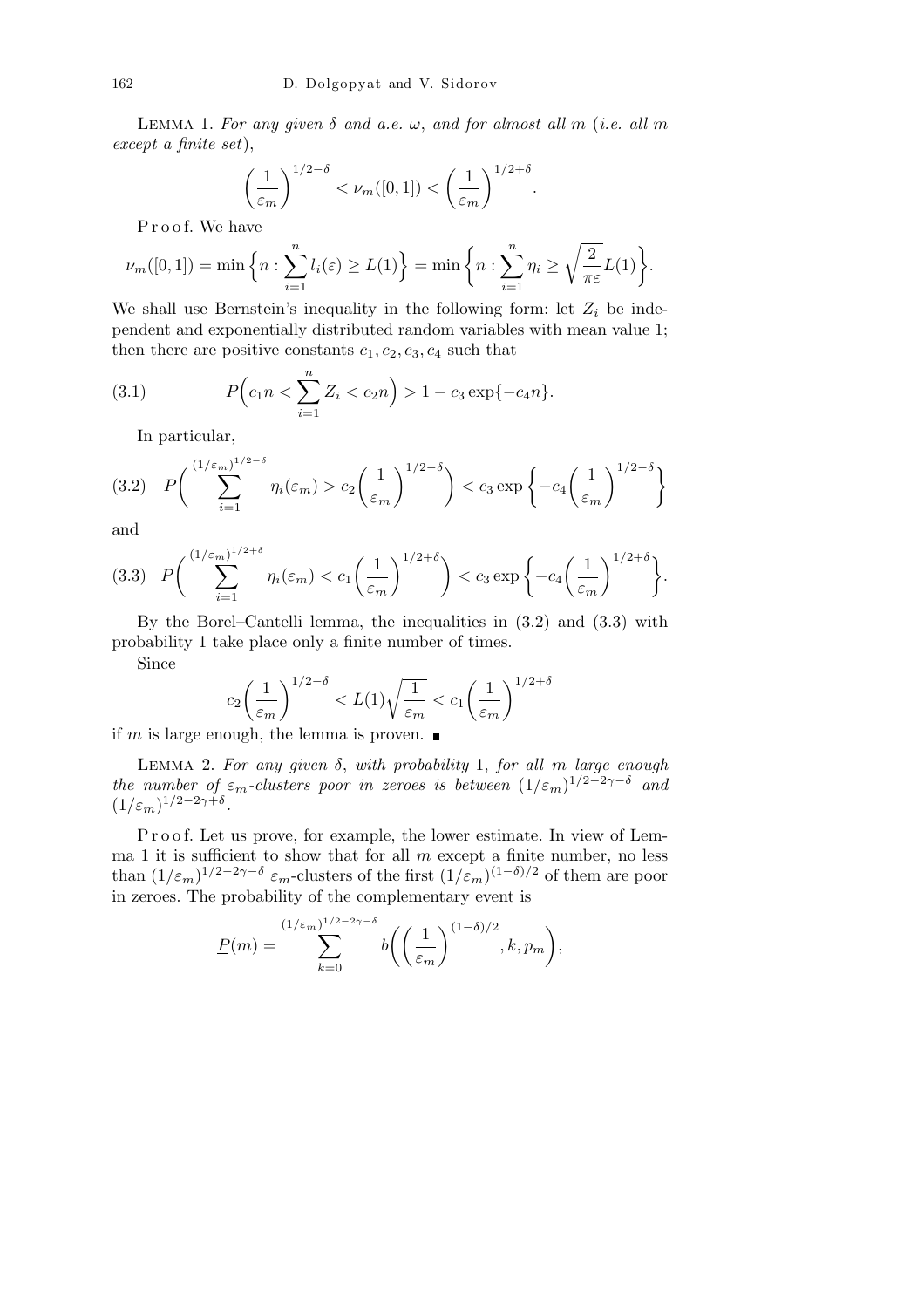LEMMA 1. *For any given $\delta$ and a.e. $\omega$, and for almost all $m$ (i.e. all $m$ except a finite set),*

$$\left(\frac{1}{\varepsilon_m}\right)^{1/2-\delta} < \nu_m([0,1]) < \left(\frac{1}{\varepsilon_m}\right)^{1/2+\delta}.$$

Proof. We have

$$\nu_m([0,1]) = \min\Big\{n : \sum_{i=1}^{n} l_i(\varepsilon) \ge L(1)\Big\} = \min\Big\{n : \sum_{i=1}^{n} \eta_i \ge \sqrt{\frac{2}{\pi\varepsilon}}L(1)\Big\}.$$

We shall use Bernstein's inequality in the following form: let $Z_i$ be independent and exponentially distributed random variables with mean value 1; then there are positive constants $c_1, c_2, c_3, c_4$ such that

$$P\Big(c_1 n < \sum_{i=1}^{n} Z_i < c_2 n\Big) > 1 - c_3 \exp\{-c_4 n\}. \tag{3.1}$$

In particular,

$$P\bigg(\sum_{i=1}^{(1/\varepsilon_m)^{1/2-\delta}} \eta_i(\varepsilon_m) > c_2\Big(\frac{1}{\varepsilon_m}\Big)^{1/2-\delta}\bigg) < c_3 \exp\bigg\{-c_4\Big(\frac{1}{\varepsilon_m}\Big)^{1/2-\delta}\bigg\} \tag{3.2}$$

and

$$P\bigg(\sum_{i=1}^{(1/\varepsilon_m)^{1/2+\delta}} \eta_i(\varepsilon_m) < c_1\Big(\frac{1}{\varepsilon_m}\Big)^{1/2+\delta}\bigg) < c_3 \exp\bigg\{-c_4\Big(\frac{1}{\varepsilon_m}\Big)^{1/2+\delta}\bigg\}. \tag{3.3}$$

By the Borel–Cantelli lemma, the inequalities in (3.2) and (3.3) with probability 1 take place only a finite number of times.

Since

$$c_2\Big(\frac{1}{\varepsilon_m}\Big)^{1/2-\delta} < L(1)\sqrt{\frac{1}{\varepsilon_m}} < c_1\Big(\frac{1}{\varepsilon_m}\Big)^{1/2+\delta}$$

if $m$ is large enough, the lemma is proven. ∎

LEMMA 2. *For any given $\delta$, with probability 1, for all $m$ large enough the number of $\varepsilon_m$-clusters poor in zeroes is between $(1/\varepsilon_m)^{1/2-2\gamma-\delta}$ and $(1/\varepsilon_m)^{1/2-2\gamma+\delta}$.*

Proof. Let us prove, for example, the lower estimate. In view of Lemma 1 it is sufficient to show that for all $m$ except a finite number, no less than $(1/\varepsilon_m)^{1/2-2\gamma-\delta}$ $\varepsilon_m$-clusters of the first $(1/\varepsilon_m)^{(1-\delta)/2}$ of them are poor in zeroes. The probability of the complementary event is

$$\underline{P}(m) = \sum_{k=0}^{(1/\varepsilon_m)^{1/2-2\gamma-\delta}} b\bigg(\Big(\frac{1}{\varepsilon_m}\Big)^{(1-\delta)/2}, k, p_m\bigg),$$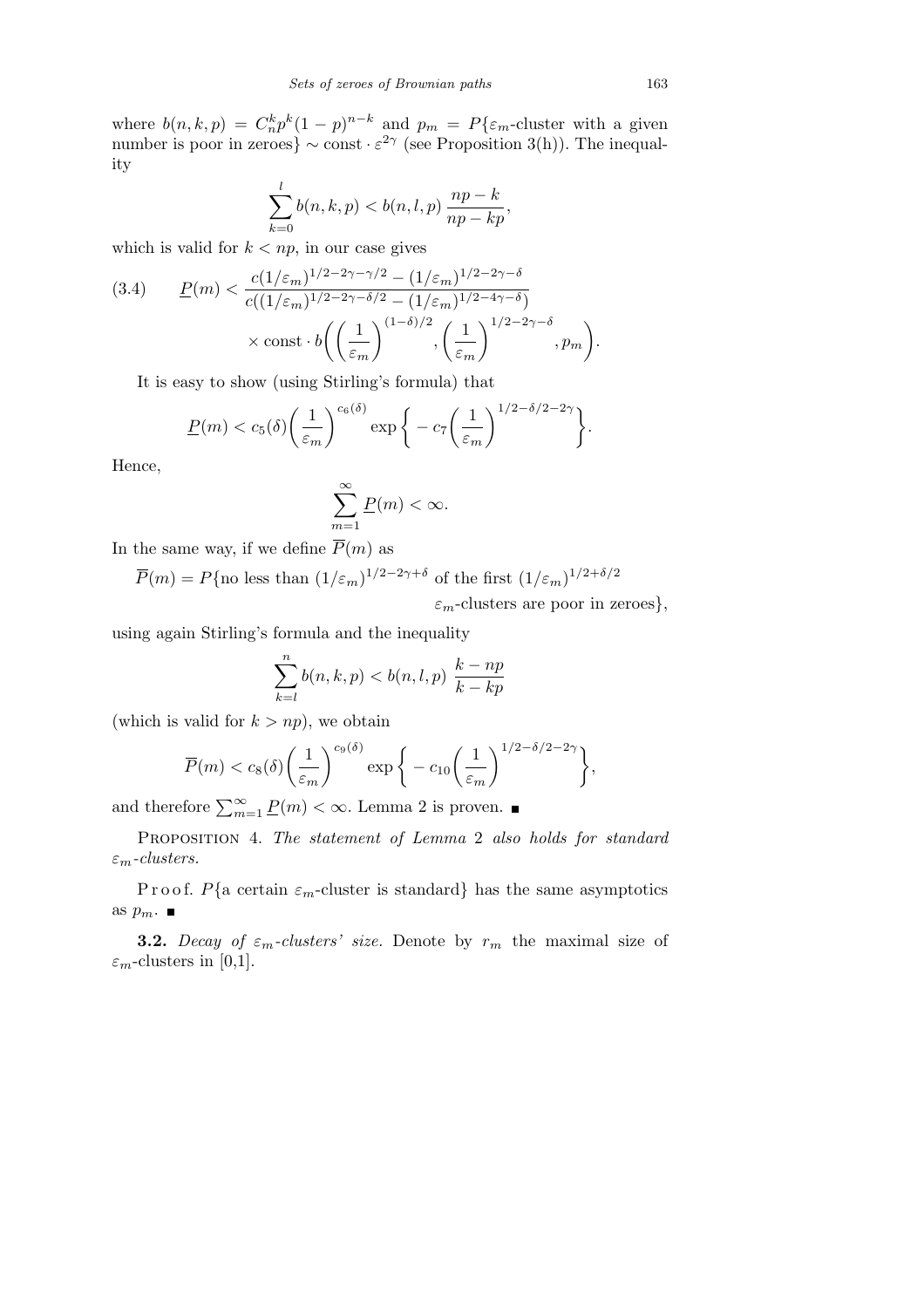where $b(n,k,p) = C_n^k p^k (1-p)^{n-k}$ and $p_m = P\{\varepsilon_m$-cluster with a given number is poor in zeroes$\} \sim \text{const} \cdot \varepsilon^{2\gamma}$ (see Proposition 3(h)). The inequality

$$\sum_{k=0}^{l} b(n,k,p) < b(n,l,p)\,\frac{np-k}{np-kp},$$

which is valid for $k < np$, in our case gives

$$(3.4) \qquad \underline{P}(m) < \frac{c(1/\varepsilon_m)^{1/2-2\gamma-\gamma/2} - (1/\varepsilon_m)^{1/2-2\gamma-\delta}}{c((1/\varepsilon_m)^{1/2-2\gamma-\delta/2} - (1/\varepsilon_m)^{1/2-4\gamma-\delta})} \times \text{const} \cdot b\left(\left(\frac{1}{\varepsilon_m}\right)^{(1-\delta)/2}, \left(\frac{1}{\varepsilon_m}\right)^{1/2-2\gamma-\delta}, p_m\right).$$

It is easy to show (using Stirling's formula) that

$$\underline{P}(m) < c_5(\delta)\left(\frac{1}{\varepsilon_m}\right)^{c_6(\delta)} \exp\left\{-c_7\left(\frac{1}{\varepsilon_m}\right)^{1/2-\delta/2-2\gamma}\right\}.$$

Hence,

$$\sum_{m=1}^{\infty} \underline{P}(m) < \infty.$$

In the same way, if we define $\overline{P}(m)$ as

$$\overline{P}(m) = P\{\text{no less than } (1/\varepsilon_m)^{1/2-2\gamma+\delta} \text{ of the first } (1/\varepsilon_m)^{1/2+\delta/2}\ \varepsilon_m\text{-clusters are poor in zeroes}\},$$

using again Stirling's formula and the inequality

$$\sum_{k=l}^{n} b(n,k,p) < b(n,l,p)\,\frac{k-np}{k-kp}$$

(which is valid for $k > np$), we obtain

$$\overline{P}(m) < c_8(\delta)\left(\frac{1}{\varepsilon_m}\right)^{c_9(\delta)} \exp\left\{-c_{10}\left(\frac{1}{\varepsilon_m}\right)^{1/2-\delta/2-2\gamma}\right\},$$

and therefore $\sum_{m=1}^{\infty} \underline{P}(m) < \infty$. Lemma 2 is proven. ∎

Proposition 4. *The statement of Lemma* 2 *also holds for standard* $\varepsilon_m$*-clusters.*

Proof. $P\{$a certain $\varepsilon_m$-cluster is standard$\}$ has the same asymptotics as $p_m$. ∎

**3.2.** *Decay of $\varepsilon_m$-clusters' size.* Denote by $r_m$ the maximal size of $\varepsilon_m$-clusters in [0,1].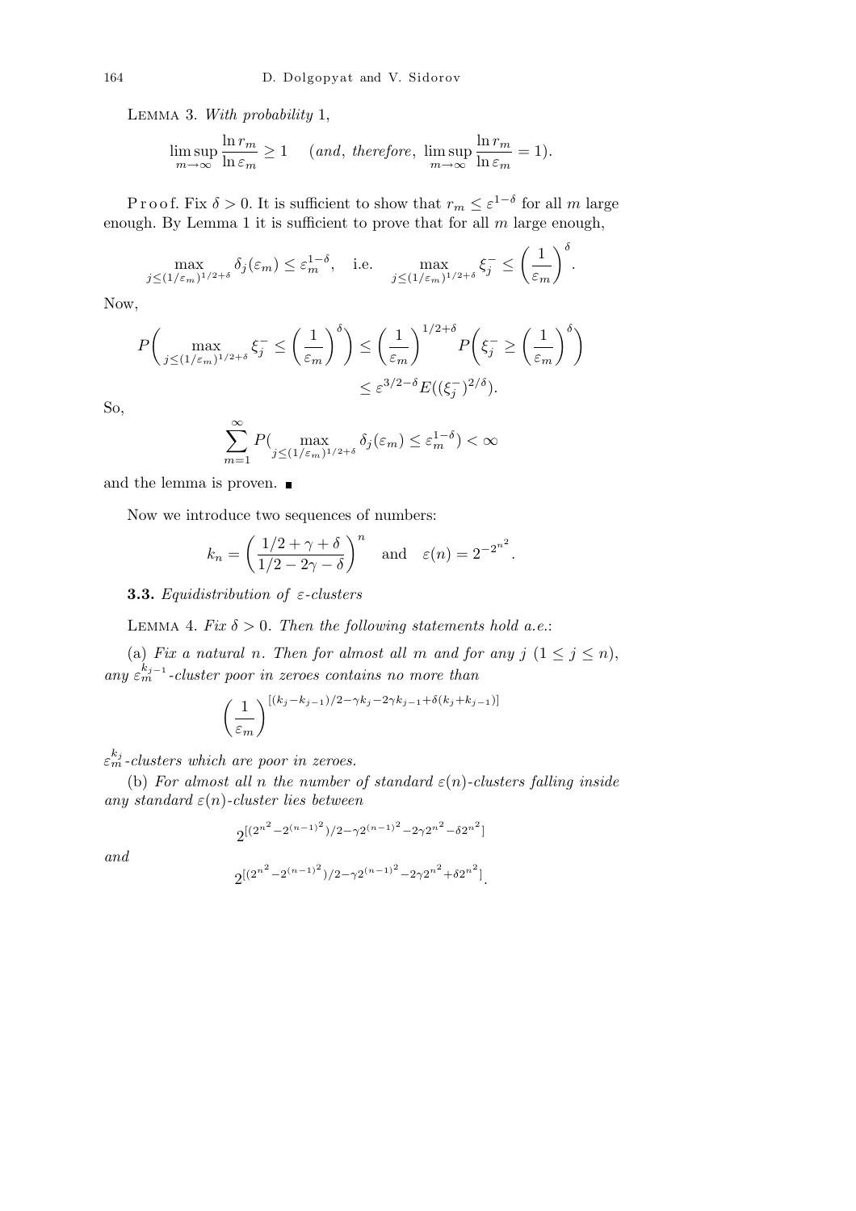LEMMA 3. *With probability* 1,

$$\limsup_{m\to\infty} \frac{\ln r_m}{\ln \varepsilon_m} \ge 1 \quad (\textit{and, therefore, } \limsup_{m\to\infty} \frac{\ln r_m}{\ln \varepsilon_m} = 1).$$

Proof. Fix $\delta > 0$. It is sufficient to show that $r_m \le \varepsilon^{1-\delta}$ for all $m$ large enough. By Lemma 1 it is sufficient to prove that for all $m$ large enough,

$$\max_{j\le (1/\varepsilon_m)^{1/2+\delta}} \delta_j(\varepsilon_m) \le \varepsilon_m^{1-\delta}, \quad \text{i.e.} \quad \max_{j\le (1/\varepsilon_m)^{1/2+\delta}} \xi_j^- \le \left(\frac{1}{\varepsilon_m}\right)^{\delta}.$$

Now,

$$P\biggl(\max_{j\le (1/\varepsilon_m)^{1/2+\delta}} \xi_j^- \le \left(\frac{1}{\varepsilon_m}\right)^{\delta}\biggr) \le \left(\frac{1}{\varepsilon_m}\right)^{1/2+\delta} P\biggl(\xi_j^- \ge \left(\frac{1}{\varepsilon_m}\right)^{\delta}\biggr) \le \varepsilon^{3/2-\delta} E((\xi_j^-)^{2/\delta}).$$

So,

$$\sum_{m=1}^{\infty} P(\max_{j\le (1/\varepsilon_m)^{1/2+\delta}} \delta_j(\varepsilon_m) \le \varepsilon_m^{1-\delta}) < \infty$$

and the lemma is proven. ∎

Now we introduce two sequences of numbers:

$$k_n = \left(\frac{1/2+\gamma+\delta}{1/2-2\gamma-\delta}\right)^n \quad \text{and} \quad \varepsilon(n) = 2^{-2^{n^2}}.$$

**3.3.** *Equidistribution of* $\varepsilon$*-clusters*

LEMMA 4. *Fix* $\delta > 0$. *Then the following statements hold a.e.*:

(a) *Fix a natural* $n$. *Then for almost all* $m$ *and for any* $j$ $(1 \le j \le n)$, *any* $\varepsilon_m^{k_{j-1}}$*-cluster poor in zeroes contains no more than*

$$\left(\frac{1}{\varepsilon_m}\right)^{[(k_j-k_{j-1})/2-\gamma k_j-2\gamma k_{j-1}+\delta(k_j+k_{j-1})]}$$

$\varepsilon_m^{k_j}$*-clusters which are poor in zeroes.*

(b) *For almost all* $n$ *the number of standard* $\varepsilon(n)$*-clusters falling inside any standard* $\varepsilon(n)$*-cluster lies between*

$$2^{[(2^{n^2}-2^{(n-1)^2})/2-\gamma 2^{(n-1)^2}-2\gamma 2^{n^2}-\delta 2^{n^2}]}$$

*and*

$$2^{[(2^{n^2}-2^{(n-1)^2})/2-\gamma 2^{(n-1)^2}-2\gamma 2^{n^2}+\delta 2^{n^2}]}.$$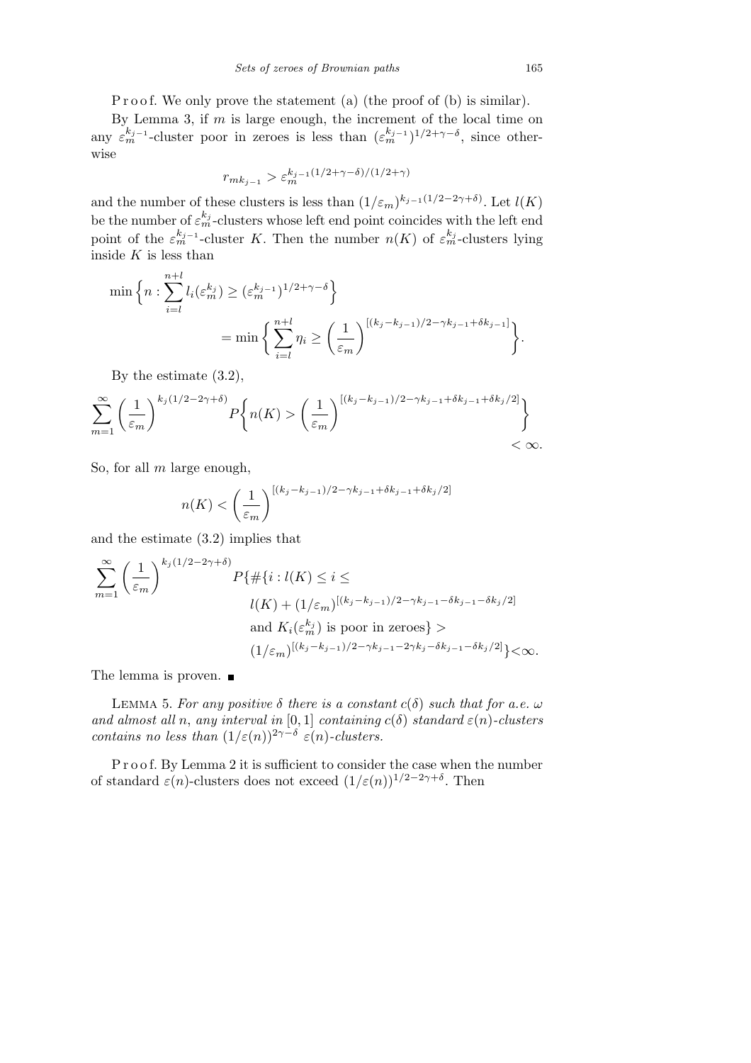P r o o f. We only prove the statement (a) (the proof of (b) is similar).

By Lemma 3, if $m$ is large enough, the increment of the local time on any $\varepsilon_m^{k_{j-1}}$-cluster poor in zeroes is less than $(\varepsilon_m^{k_{j-1}})^{1/2+\gamma-\delta}$, since otherwise

$$r_{mk_{j-1}} > \varepsilon_m^{k_{j-1}(1/2+\gamma-\delta)/(1/2+\gamma)}$$

and the number of these clusters is less than $(1/\varepsilon_m)^{k_{j-1}(1/2-2\gamma+\delta)}$. Let $l(K)$ be the number of $\varepsilon_m^{k_j}$-clusters whose left end point coincides with the left end point of the $\varepsilon_m^{k_j-1}$-cluster $K$. Then the number $n(K)$ of $\varepsilon_m^{k_j}$-clusters lying inside $K$ is less than

$$\min\Big\{n : \sum_{i=l}^{n+l} l_i(\varepsilon_m^{k_j}) \geq (\varepsilon_m^{k_{j-1}})^{1/2+\gamma-\delta}\Big\}$$
$$= \min\Big\{\sum_{i=l}^{n+l} \eta_i \geq \Big(\frac{1}{\varepsilon_m}\Big)^{[(k_j-k_{j-1})/2-\gamma k_{j-1}+\delta k_{j-1}]}\Big\}.$$

By the estimate (3.2),

$$\sum_{m=1}^{\infty}\Big(\frac{1}{\varepsilon_m}\Big)^{k_j(1/2-2\gamma+\delta)} P\Big\{n(K) > \Big(\frac{1}{\varepsilon_m}\Big)^{[(k_j-k_{j-1})/2-\gamma k_{j-1}+\delta k_{j-1}+\delta k_j/2]}\Big\} < \infty.$$

So, for all $m$ large enough,

$$n(K) < \Big(\frac{1}{\varepsilon_m}\Big)^{[(k_j-k_{j-1})/2-\gamma k_{j-1}+\delta k_{j-1}+\delta k_j/2]}$$

and the estimate (3.2) implies that

$$\sum_{m=1}^{\infty}\Big(\frac{1}{\varepsilon_m}\Big)^{k_j(1/2-2\gamma+\delta)} P\{\#\{i : l(K) \leq i \leq l(K) + (1/\varepsilon_m)^{[(k_j-k_{j-1})/2-\gamma k_{j-1}-\delta k_{j-1}-\delta k_j/2]} \text{ and } K_i(\varepsilon_m^{k_j}) \text{ is poor in zeroes}\} > (1/\varepsilon_m)^{[(k_j-k_{j-1})/2-\gamma k_{j-1}-2\gamma k_j-\delta k_{j-1}-\delta k_j/2]}\} < \infty.$$

The lemma is proven. ∎

LEMMA 5. *For any positive $\delta$ there is a constant $c(\delta)$ such that for a.e. $\omega$ and almost all $n$, any interval in $[0,1]$ containing $c(\delta)$ standard $\varepsilon(n)$-clusters contains no less than $(1/\varepsilon(n))^{2\gamma-\delta}$ $\varepsilon(n)$-clusters.*

P r o o f. By Lemma 2 it is sufficient to consider the case when the number of standard $\varepsilon(n)$-clusters does not exceed $(1/\varepsilon(n))^{1/2-2\gamma+\delta}$. Then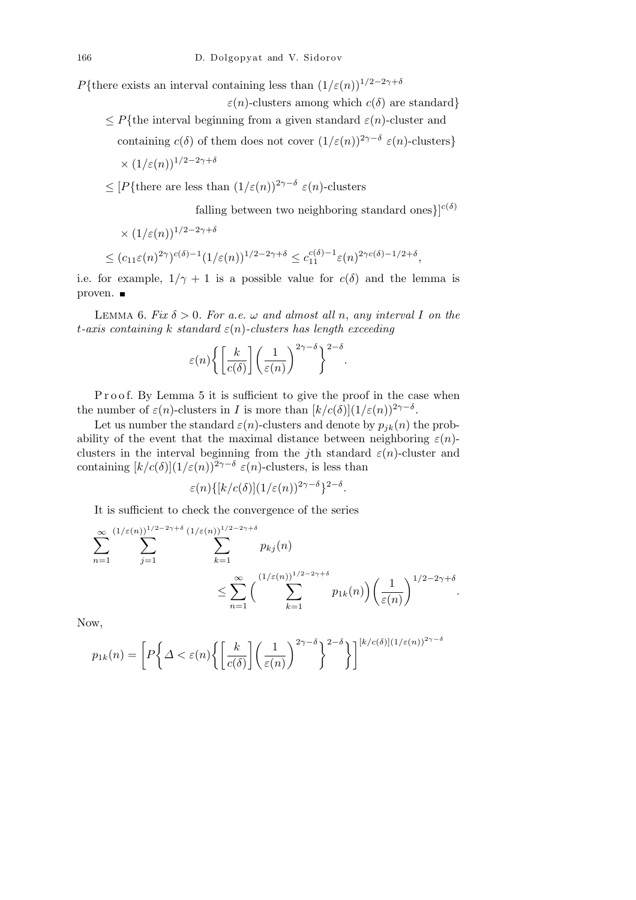$$
\begin{aligned}
&P\{\text{there exists an interval containing less than } (1/\varepsilon(n))^{1/2-2\gamma+\delta}\\
&\qquad\qquad\qquad\qquad \varepsilon(n)\text{-clusters among which } c(\delta) \text{ are standard}\}\\
&\quad\le P\{\text{the interval beginning from a given standard } \varepsilon(n)\text{-cluster and}\\
&\qquad \text{containing } c(\delta) \text{ of them does not cover } (1/\varepsilon(n))^{2\gamma-\delta}\ \varepsilon(n)\text{-clusters}\}\\
&\qquad \times (1/\varepsilon(n))^{1/2-2\gamma+\delta}\\
&\quad\le [P\{\text{there are less than } (1/\varepsilon(n))^{2\gamma-\delta}\ \varepsilon(n)\text{-clusters}\\
&\qquad\qquad\qquad \text{falling between two neighboring standard ones}\}]^{c(\delta)}\\
&\qquad \times (1/\varepsilon(n))^{1/2-2\gamma+\delta}\\
&\quad\le (c_{11}\varepsilon(n)^{2\gamma})^{c(\delta)-1}(1/\varepsilon(n))^{1/2-2\gamma+\delta} \le c_{11}^{c(\delta)-1}\varepsilon(n)^{2\gamma c(\delta)-1/2+\delta},
\end{aligned}
$$

i.e. for example, $1/\gamma+1$ is a possible value for $c(\delta)$ and the lemma is proven. ∎

LEMMA 6. *Fix $\delta>0$. For a.e. $\omega$ and almost all $n$, any interval $I$ on the $t$-axis containing $k$ standard $\varepsilon(n)$-clusters has length exceeding*

$$
\varepsilon(n)\bigg\{\bigg[\frac{k}{c(\delta)}\bigg]\bigg(\frac{1}{\varepsilon(n)}\bigg)^{2\gamma-\delta}\bigg\}^{2-\delta}.
$$

Proof. By Lemma 5 it is sufficient to give the proof in the case when the number of $\varepsilon(n)$-clusters in $I$ is more than $[k/c(\delta)](1/\varepsilon(n))^{2\gamma-\delta}$.

Let us number the standard $\varepsilon(n)$-clusters and denote by $p_{jk}(n)$ the probability of the event that the maximal distance between neighboring $\varepsilon(n)$-clusters in the interval beginning from the $j$th standard $\varepsilon(n)$-cluster and containing $[k/c(\delta)](1/\varepsilon(n))^{2\gamma-\delta}$ $\varepsilon(n)$-clusters, is less than

$$
\varepsilon(n)\{[k/c(\delta)](1/\varepsilon(n))^{2\gamma-\delta}\}^{2-\delta}.
$$

It is sufficient to check the convergence of the series

$$
\sum_{n=1}^{\infty}\sum_{j=1}^{(1/\varepsilon(n))^{1/2-2\gamma+\delta}}\sum_{k=1}^{(1/\varepsilon(n))^{1/2-2\gamma+\delta}} p_{kj}(n)
\le \sum_{n=1}^{\infty}\Big(\sum_{k=1}^{(1/\varepsilon(n))^{1/2-2\gamma+\delta}} p_{1k}(n)\Big)\bigg(\frac{1}{\varepsilon(n)}\bigg)^{1/2-2\gamma+\delta}.
$$

Now,

$$
p_{1k}(n)=\bigg[P\bigg\{\varDelta<\varepsilon(n)\bigg\{\bigg[\frac{k}{c(\delta)}\bigg]\bigg(\frac{1}{\varepsilon(n)}\bigg)^{2\gamma-\delta}\bigg\}^{2-\delta}\bigg\}\bigg]^{[k/c(\delta)](1/\varepsilon(n))^{2\gamma-\delta}}
$$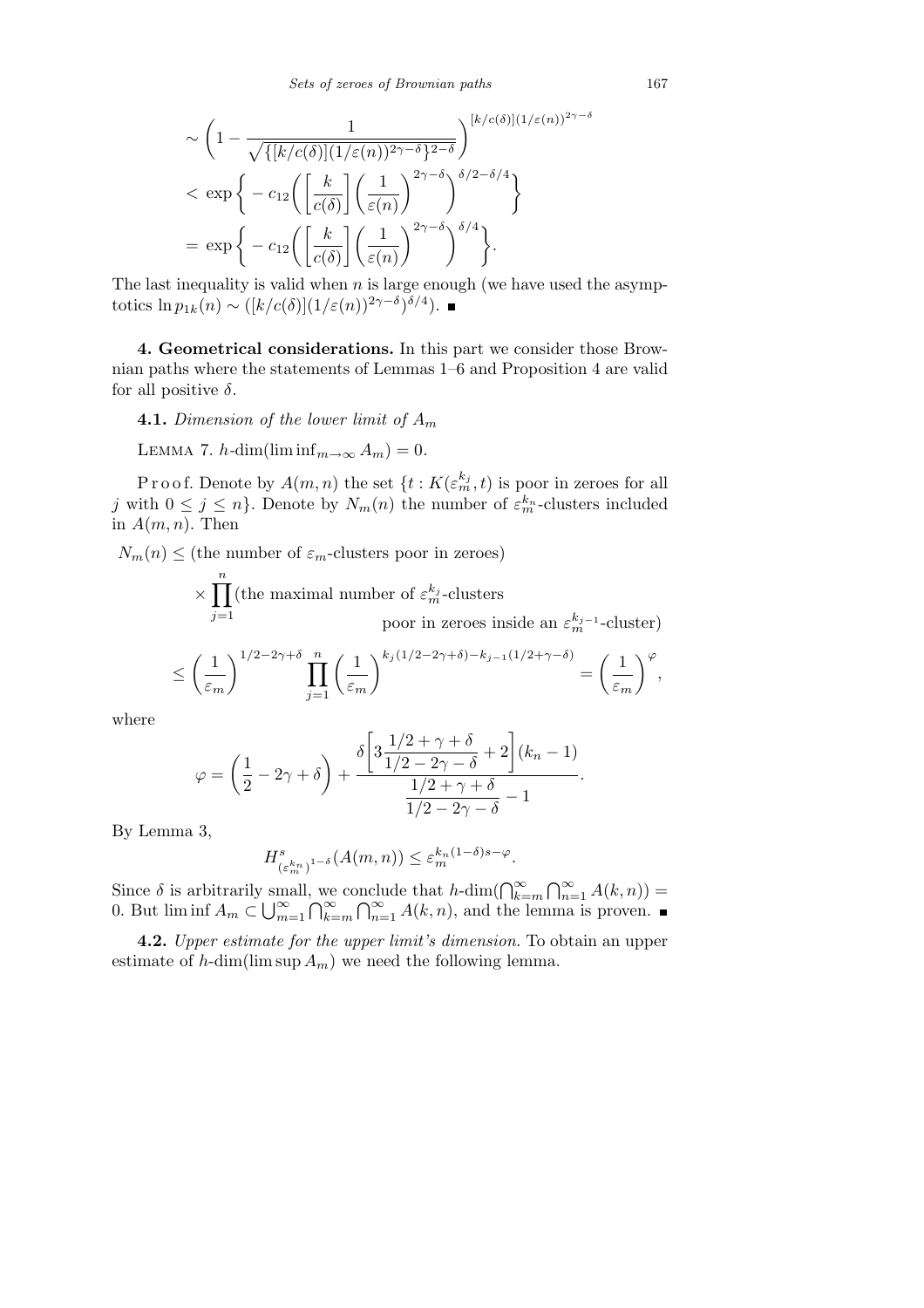$$\sim \left(1 - \frac{1}{\sqrt{\{[k/c(\delta)](1/\varepsilon(n))^{2\gamma-\delta}\}^{2-\delta}}}\right)^{[k/c(\delta)](1/\varepsilon(n))^{2\gamma-\delta}}$$

$$< \exp\left\{-c_{12}\left(\left[\frac{k}{c(\delta)}\right]\left(\frac{1}{\varepsilon(n)}\right)^{2\gamma-\delta}\right)^{\delta/2-\delta/4}\right\}$$

$$= \exp\left\{-c_{12}\left(\left[\frac{k}{c(\delta)}\right]\left(\frac{1}{\varepsilon(n)}\right)^{2\gamma-\delta}\right)^{\delta/4}\right\}.$$

The last inequality is valid when $n$ is large enough (we have used the asymptotics $\ln p_{1k}(n) \sim ([k/c(\delta)](1/\varepsilon(n))^{2\gamma-\delta})^{\delta/4}$). ∎

**4. Geometrical considerations.** In this part we consider those Brownian paths where the statements of Lemmas 1–6 and Proposition 4 are valid for all positive $\delta$.

**4.1.** *Dimension of the lower limit of* $A_m$

Lemma 7. $h$-$\dim(\liminf_{m\to\infty} A_m) = 0$.

Proof. Denote by $A(m,n)$ the set $\{t : K(\varepsilon_m^{k_j}, t)$ is poor in zeroes for all $j$ with $0 \le j \le n\}$. Denote by $N_m(n)$ the number of $\varepsilon_m^{k_n}$-clusters included in $A(m,n)$. Then

$$N_m(n) \le (\text{the number of } \varepsilon_m\text{-clusters poor in zeroes}) \times \prod_{j=1}^{n} (\text{the maximal number of } \varepsilon_m^{k_j}\text{-clusters poor in zeroes inside an } \varepsilon_m^{k_{j-1}}\text{-cluster})$$

$$\le \left(\frac{1}{\varepsilon_m}\right)^{1/2-2\gamma+\delta} \prod_{j=1}^{n} \left(\frac{1}{\varepsilon_m}\right)^{k_j(1/2-2\gamma+\delta)-k_{j-1}(1/2+\gamma-\delta)} = \left(\frac{1}{\varepsilon_m}\right)^{\varphi},$$

where

$$\varphi = \left(\frac{1}{2} - 2\gamma + \delta\right) + \frac{\delta\left[3\dfrac{1/2+\gamma+\delta}{1/2-2\gamma-\delta} + 2\right](k_n - 1)}{\dfrac{1/2+\gamma+\delta}{1/2-2\gamma-\delta} - 1}.$$

By Lemma 3,

$$H^s_{(\varepsilon_m^{k_n})^{1-\delta}}(A(m,n)) \le \varepsilon_m^{k_n(1-\delta)s-\varphi}.$$

Since $\delta$ is arbitrarily small, we conclude that $h$-$\dim(\bigcap_{k=m}^{\infty}\bigcap_{n=1}^{\infty} A(k,n)) = 0$. But $\liminf A_m \subset \bigcup_{m=1}^{\infty}\bigcap_{k=m}^{\infty}\bigcap_{n=1}^{\infty} A(k,n)$, and the lemma is proven. ∎

**4.2.** *Upper estimate for the upper limit's dimension.* To obtain an upper estimate of $h$-$\dim(\limsup A_m)$ we need the following lemma.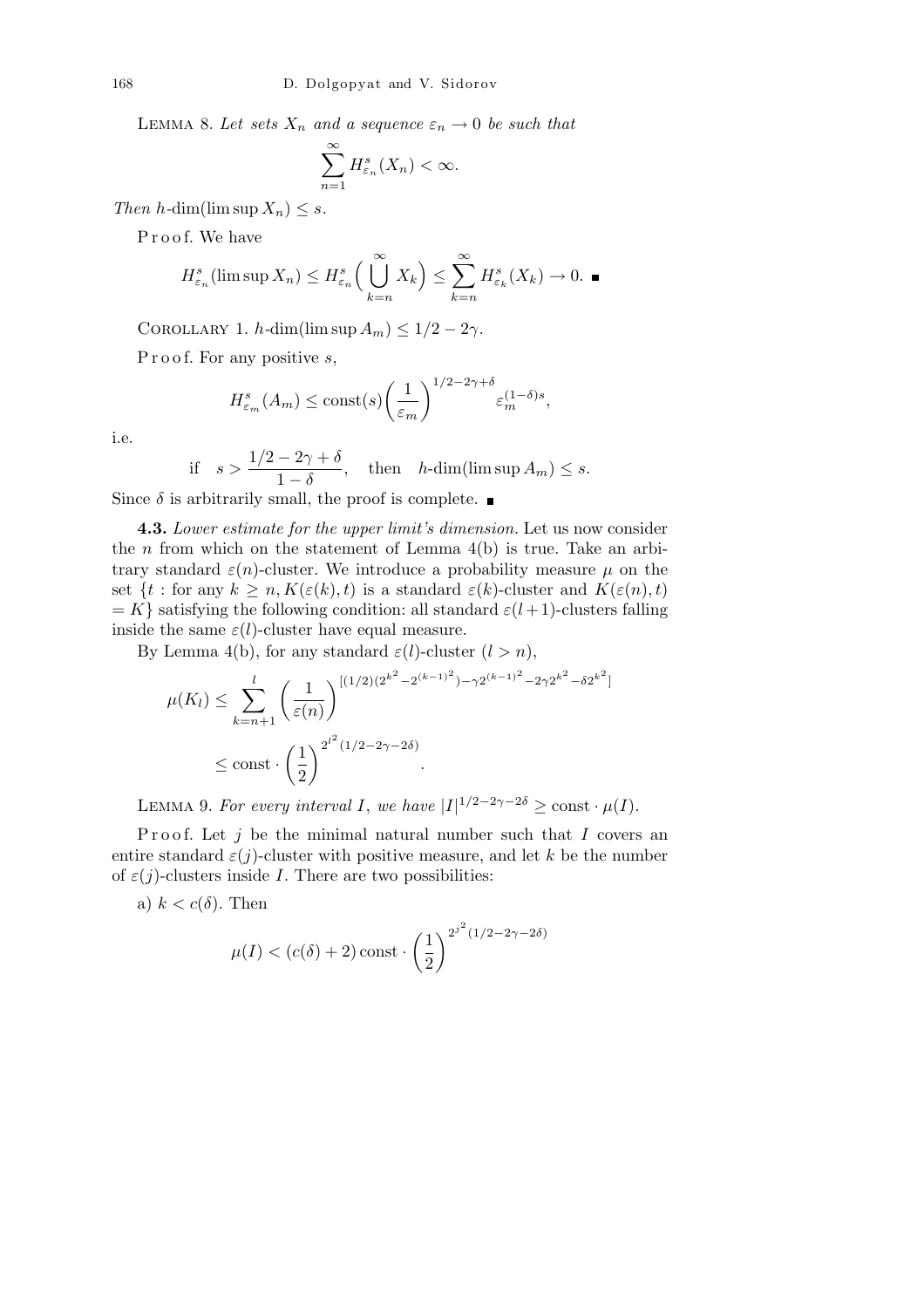Lemma 8. *Let sets $X_n$ and a sequence $\varepsilon_n \to 0$ be such that*

$$\sum_{n=1}^{\infty} H^s_{\varepsilon_n}(X_n) < \infty.$$

*Then $h$-$\dim(\limsup X_n) \le s$.*

Proof. We have

$$H^s_{\varepsilon_n}(\limsup X_n) \le H^s_{\varepsilon_n}\Big(\bigcup_{k=n}^{\infty} X_k\Big) \le \sum_{k=n}^{\infty} H^s_{\varepsilon_k}(X_k) \to 0. \ \blacksquare$$

Corollary 1. $h$-$\dim(\limsup A_m) \le 1/2 - 2\gamma$.

Proof. For any positive $s$,

$$H^s_{\varepsilon_m}(A_m) \le \mathrm{const}(s)\bigg(\frac{1}{\varepsilon_m}\bigg)^{1/2-2\gamma+\delta} \varepsilon_m^{(1-\delta)s},$$

i.e.

$$\text{if} \quad s > \frac{1/2 - 2\gamma + \delta}{1-\delta}, \quad \text{then} \quad h\text{-}\dim(\limsup A_m) \le s.$$

Since $\delta$ is arbitrarily small, the proof is complete. $\blacksquare$

**4.3.** *Lower estimate for the upper limit's dimension.* Let us now consider the $n$ from which on the statement of Lemma 4(b) is true. Take an arbitrary standard $\varepsilon(n)$-cluster. We introduce a probability measure $\mu$ on the set $\{t :$ for any $k \ge n, K(\varepsilon(k), t)$ is a standard $\varepsilon(k)$-cluster and $K(\varepsilon(n), t) = K\}$ satisfying the following condition: all standard $\varepsilon(l+1)$-clusters falling inside the same $\varepsilon(l)$-cluster have equal measure.

By Lemma 4(b), for any standard $\varepsilon(l)$-cluster $(l > n)$,

$$\begin{aligned}
\mu(K_l) &\le \sum_{k=n+1}^{l} \bigg(\frac{1}{\varepsilon(n)}\bigg)^{[(1/2)(2^{k^2}-2^{(k-1)^2})-\gamma 2^{(k-1)^2}-2\gamma 2^{k^2}-\delta 2^{k^2}]} \\
&\le \mathrm{const}\cdot\bigg(\frac{1}{2}\bigg)^{2^{l^2}(1/2-2\gamma-2\delta)}.
\end{aligned}$$

Lemma 9. *For every interval $I$, we have $|I|^{1/2-2\gamma-2\delta} \ge \mathrm{const}\cdot\mu(I)$.*

Proof. Let $j$ be the minimal natural number such that $I$ covers an entire standard $\varepsilon(j)$-cluster with positive measure, and let $k$ be the number of $\varepsilon(j)$-clusters inside $I$. There are two possibilities:

a) $k < c(\delta)$. Then

$$\mu(I) < (c(\delta)+2)\,\mathrm{const}\cdot\bigg(\frac{1}{2}\bigg)^{2^{j^2}(1/2-2\gamma-2\delta)}$$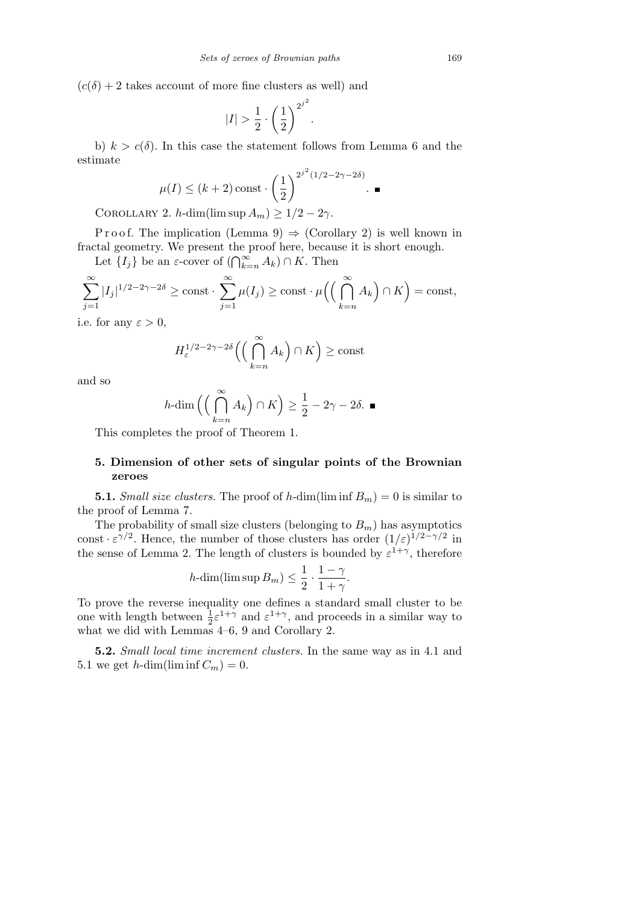($c(\delta)+2$ takes account of more fine clusters as well) and

$$|I| > \frac{1}{2}\cdot\left(\frac{1}{2}\right)^{2^{j^2}}.$$

b) $k > c(\delta)$. In this case the statement follows from Lemma 6 and the estimate

$$\mu(I) \le (k+2)\,\text{const}\cdot\left(\frac{1}{2}\right)^{2^{j^2}(1/2-2\gamma-2\delta)}. \ \blacksquare$$

COROLLARY 2. $h$-dim$(\limsup A_m) \ge 1/2 - 2\gamma$.

Proof. The implication (Lemma 9) $\Rightarrow$ (Corollary 2) is well known in fractal geometry. We present the proof here, because it is short enough.

Let $\{I_j\}$ be an $\varepsilon$-cover of $(\bigcap_{k=n}^{\infty} A_k)\cap K$. Then

$$\sum_{j=1}^{\infty}|I_j|^{1/2-2\gamma-2\delta} \ge \text{const}\cdot\sum_{j=1}^{\infty}\mu(I_j) \ge \text{const}\cdot\mu\Big(\Big(\bigcap_{k=n}^{\infty}A_k\Big)\cap K\Big) = \text{const},$$

i.e. for any $\varepsilon > 0$,

$$H_{\varepsilon}^{1/2-2\gamma-2\delta}\Big(\Big(\bigcap_{k=n}^{\infty}A_k\Big)\cap K\Big) \ge \text{const}$$

and so

$$h\text{-dim}\Big(\Big(\bigcap_{k=n}^{\infty}A_k\Big)\cap K\Big) \ge \frac{1}{2} - 2\gamma - 2\delta. \ \blacksquare$$

This completes the proof of Theorem 1.

## 5. Dimension of other sets of singular points of the Brownian zeroes

**5.1.** *Small size clusters.* The proof of $h$-dim$(\liminf B_m) = 0$ is similar to the proof of Lemma 7.

The probability of small size clusters (belonging to $B_m$) has asymptotics $\text{const}\cdot\varepsilon^{\gamma/2}$. Hence, the number of those clusters has order $(1/\varepsilon)^{1/2-\gamma/2}$ in the sense of Lemma 2. The length of clusters is bounded by $\varepsilon^{1+\gamma}$, therefore

$$h\text{-dim}(\limsup B_m) \le \frac{1}{2}\cdot\frac{1-\gamma}{1+\gamma}.$$

To prove the reverse inequality one defines a standard small cluster to be one with length between $\frac{1}{2}\varepsilon^{1+\gamma}$ and $\varepsilon^{1+\gamma}$, and proceeds in a similar way to what we did with Lemmas 4–6, 9 and Corollary 2.

**5.2.** *Small local time increment clusters.* In the same way as in 4.1 and 5.1 we get $h$-dim$(\liminf C_m) = 0$.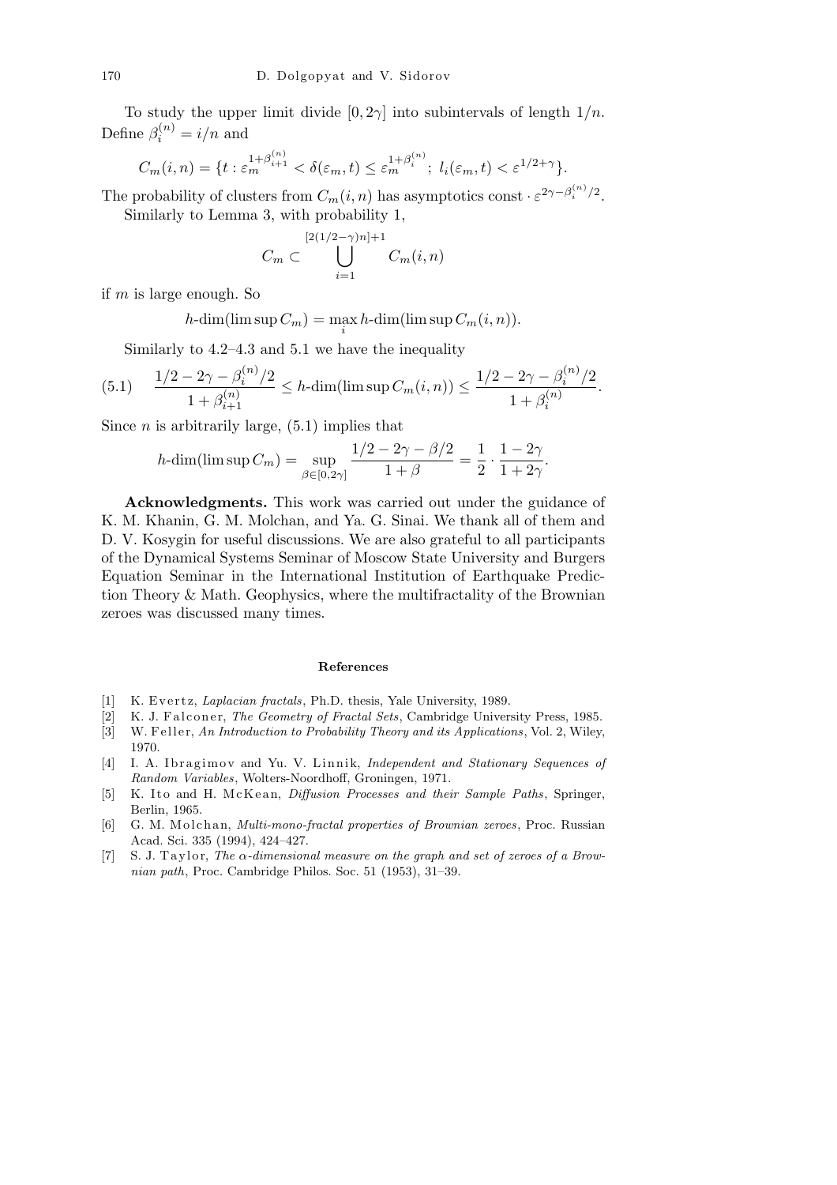To study the upper limit divide $[0, 2\gamma]$ into subintervals of length $1/n$. Define $\beta_i^{(n)} = i/n$ and

$$C_m(i,n) = \{t : \varepsilon_m^{1+\beta_{i+1}^{(n)}} < \delta(\varepsilon_m, t) \leq \varepsilon_m^{1+\beta_i^{(n)}};\ l_i(\varepsilon_m, t) < \varepsilon^{1/2+\gamma}\}.$$

The probability of clusters from $C_m(i,n)$ has asymptotics const $\cdot\, \varepsilon^{2\gamma - \beta_i^{(n)}/2}$.

Similarly to Lemma 3, with probability 1,

$$C_m \subset \bigcup_{i=1}^{[2(1/2-\gamma)n]+1} C_m(i,n)$$

if $m$ is large enough. So

$$h\text{-dim}(\limsup C_m) = \max_i h\text{-dim}(\limsup C_m(i,n)).$$

Similarly to 4.2–4.3 and 5.1 we have the inequality

$$\text{(5.1)}\qquad \frac{1/2 - 2\gamma - \beta_i^{(n)}/2}{1 + \beta_{i+1}^{(n)}} \leq h\text{-dim}(\limsup C_m(i,n)) \leq \frac{1/2 - 2\gamma - \beta_i^{(n)}/2}{1 + \beta_i^{(n)}}.$$

Since $n$ is arbitrarily large, (5.1) implies that

$$h\text{-dim}(\limsup C_m) = \sup_{\beta \in [0,2\gamma]} \frac{1/2 - 2\gamma - \beta/2}{1+\beta} = \frac{1}{2} \cdot \frac{1-2\gamma}{1+2\gamma}.$$

**Acknowledgments.** This work was carried out under the guidance of K. M. Khanin, G. M. Molchan, and Ya. G. Sinai. We thank all of them and D. V. Kosygin for useful discussions. We are also grateful to all participants of the Dynamical Systems Seminar of Moscow State University and Burgers Equation Seminar in the International Institution of Earthquake Prediction Theory & Math. Geophysics, where the multifractality of the Brownian zeroes was discussed many times.

## References

[1] K. Evertz, *Laplacian fractals*, Ph.D. thesis, Yale University, 1989.

[2] K. J. Falconer, *The Geometry of Fractal Sets*, Cambridge University Press, 1985.

[3] W. Feller, *An Introduction to Probability Theory and its Applications*, Vol. 2, Wiley, 1970.

[4] I. A. Ibragimov and Yu. V. Linnik, *Independent and Stationary Sequences of Random Variables*, Wolters-Noordhoff, Groningen, 1971.

[5] K. Ito and H. McKean, *Diffusion Processes and their Sample Paths*, Springer, Berlin, 1965.

[6] G. M. Molchan, *Multi-mono-fractal properties of Brownian zeroes*, Proc. Russian Acad. Sci. 335 (1994), 424–427.

[7] S. J. Taylor, *The $\alpha$-dimensional measure on the graph and set of zeroes of a Brownian path*, Proc. Cambridge Philos. Soc. 51 (1953), 31–39.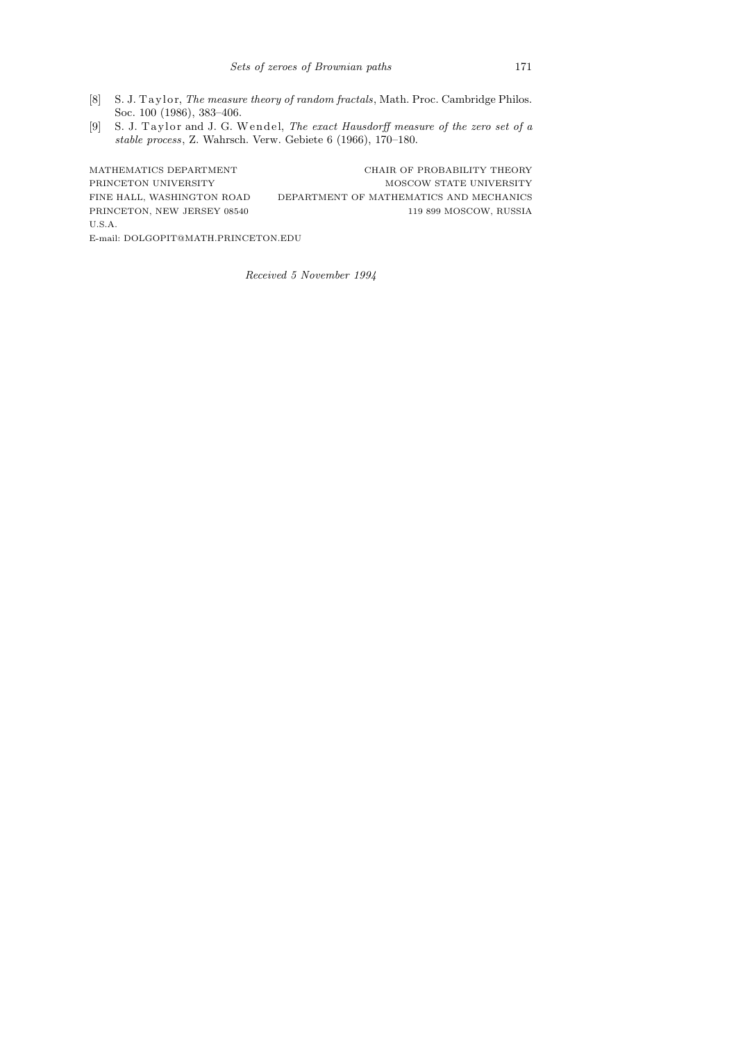[8] S. J. Taylor, *The measure theory of random fractals*, Math. Proc. Cambridge Philos. Soc. 100 (1986), 383–406.

[9] S. J. Taylor and J. G. Wendel, *The exact Hausdorff measure of the zero set of a stable process*, Z. Wahrsch. Verw. Gebiete 6 (1966), 170–180.

MATHEMATICS DEPARTMENT
PRINCETON UNIVERSITY
FINE HALL, WASHINGTON ROAD
PRINCETON, NEW JERSEY 08540
U.S.A.
E-mail: DOLGOPIT@MATH.PRINCETON.EDU

CHAIR OF PROBABILITY THEORY
MOSCOW STATE UNIVERSITY
DEPARTMENT OF MATHEMATICS AND MECHANICS
119 899 MOSCOW, RUSSIA

*Received 5 November 1994*